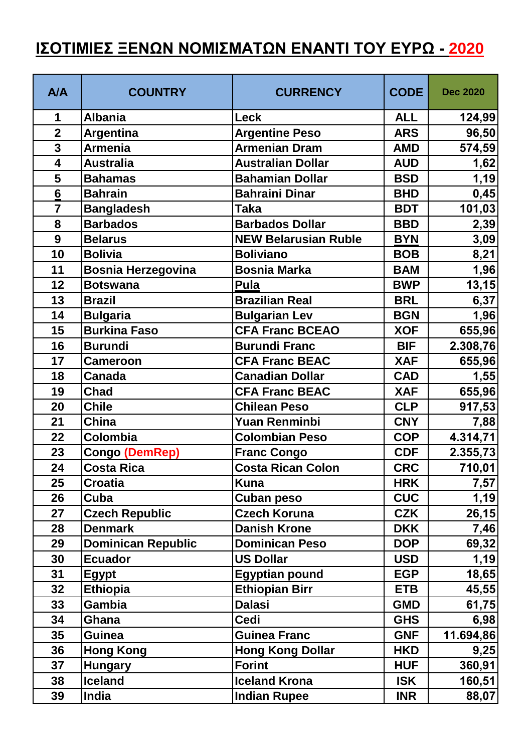# ΙΣΟΤΙΜΙΕΣ ΞΕΝΩΝ ΝΟΜΙΣΜΑΤΩΝ ΕΝΑΝΤΙ ΤΟΥ ΕΥΡΩ - 2020

| A/A | COUNTRY | CURRENCY | CODE | Dec 2020 |
|---|---|---|---|---|
| 1 | Albania | Leck | ALL | 124,99 |
| 2 | Argentina | Argentine Peso | ARS | 96,50 |
| 3 | Armenia | Armenian Dram | AMD | 574,59 |
| 4 | Australia | Australian Dollar | AUD | 1,62 |
| 5 | Bahamas | Bahamian Dollar | BSD | 1,19 |
| 6 | Bahrain | Bahraini Dinar | BHD | 0,45 |
| 7 | Bangladesh | Taka | BDT | 101,03 |
| 8 | Barbados | Barbados Dollar | BBD | 2,39 |
| 9 | Belarus | NEW Belarusian Ruble | BYN | 3,09 |
| 10 | Bolivia | Boliviano | BOB | 8,21 |
| 11 | Bosnia Herzegovina | Bosnia Marka | BAM | 1,96 |
| 12 | Botswana | Pula | BWP | 13,15 |
| 13 | Brazil | Brazilian Real | BRL | 6,37 |
| 14 | Bulgaria | Bulgarian Lev | BGN | 1,96 |
| 15 | Burkina Faso | CFA Franc BCEAO | XOF | 655,96 |
| 16 | Burundi | Burundi Franc | BIF | 2.308,76 |
| 17 | Cameroon | CFA Franc BEAC | XAF | 655,96 |
| 18 | Canada | Canadian Dollar | CAD | 1,55 |
| 19 | Chad | CFA Franc BEAC | XAF | 655,96 |
| 20 | Chile | Chilean Peso | CLP | 917,53 |
| 21 | China | Yuan Renminbi | CNY | 7,88 |
| 22 | Colombia | Colombian Peso | COP | 4.314,71 |
| 23 | Congo (DemRep) | Franc Congo | CDF | 2.355,73 |
| 24 | Costa Rica | Costa Rican Colon | CRC | 710,01 |
| 25 | Croatia | Kuna | HRK | 7,57 |
| 26 | Cuba | Cuban peso | CUC | 1,19 |
| 27 | Czech Republic | Czech Koruna | CZK | 26,15 |
| 28 | Denmark | Danish Krone | DKK | 7,46 |
| 29 | Dominican Republic | Dominican Peso | DOP | 69,32 |
| 30 | Ecuador | US Dollar | USD | 1,19 |
| 31 | Egypt | Egyptian pound | EGP | 18,65 |
| 32 | Ethiopia | Ethiopian Birr | ETB | 45,55 |
| 33 | Gambia | Dalasi | GMD | 61,75 |
| 34 | Ghana | Cedi | GHS | 6,98 |
| 35 | Guinea | Guinea Franc | GNF | 11.694,86 |
| 36 | Hong Kong | Hong Kong Dollar | HKD | 9,25 |
| 37 | Hungary | Forint | HUF | 360,91 |
| 38 | Iceland | Iceland Krona | ISK | 160,51 |
| 39 | India | Indian Rupee | INR | 88,07 |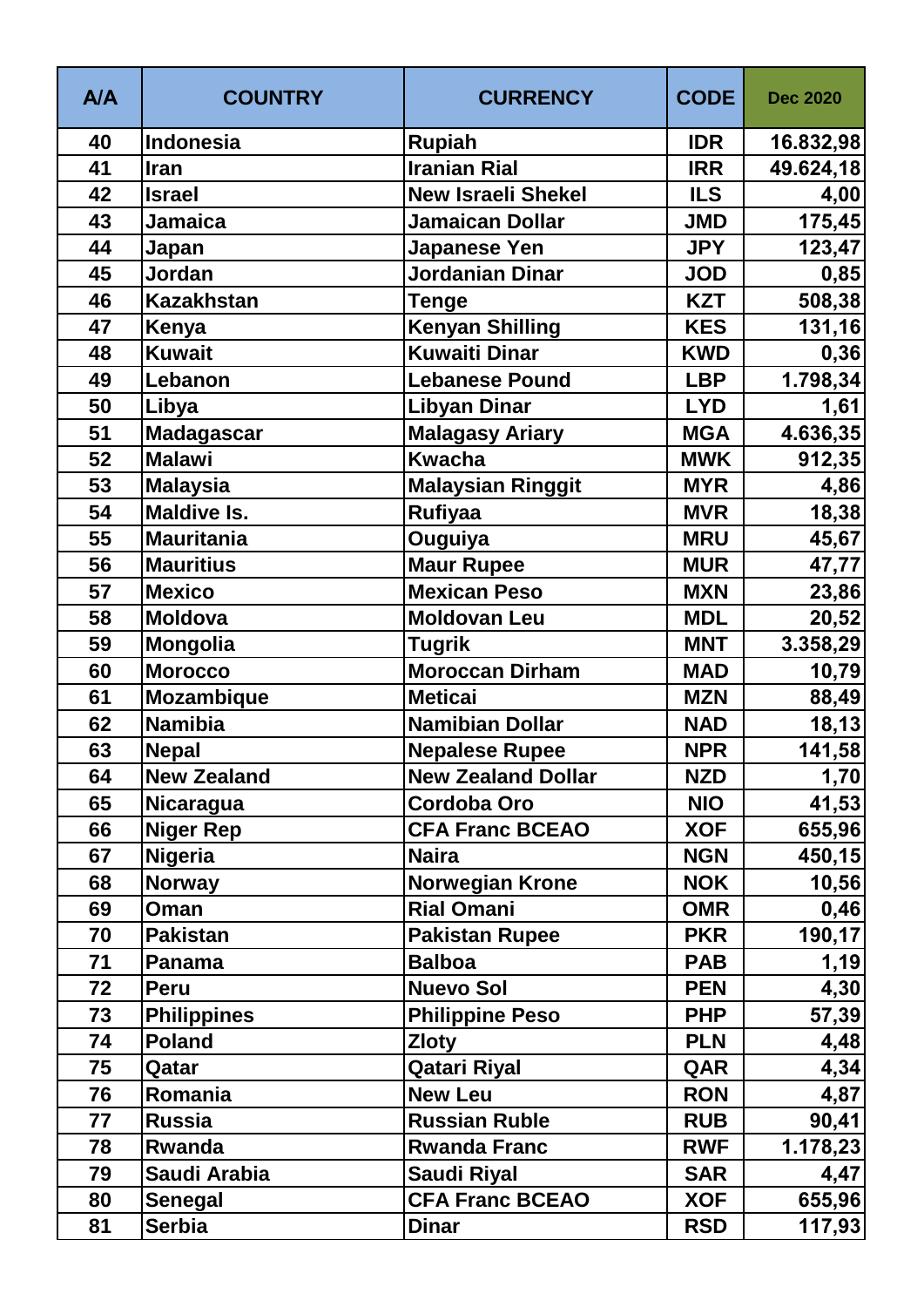| A/A | COUNTRY | CURRENCY | CODE | Dec 2020 |
|---|---|---|---|---|
| 40 | Indonesia | Rupiah | IDR | 16.832,98 |
| 41 | Iran | Iranian Rial | IRR | 49.624,18 |
| 42 | Israel | New Israeli Shekel | ILS | 4,00 |
| 43 | Jamaica | Jamaican Dollar | JMD | 175,45 |
| 44 | Japan | Japanese Yen | JPY | 123,47 |
| 45 | Jordan | Jordanian Dinar | JOD | 0,85 |
| 46 | Kazakhstan | Tenge | KZT | 508,38 |
| 47 | Kenya | Kenyan Shilling | KES | 131,16 |
| 48 | Kuwait | Kuwaiti Dinar | KWD | 0,36 |
| 49 | Lebanon | Lebanese Pound | LBP | 1.798,34 |
| 50 | Libya | Libyan Dinar | LYD | 1,61 |
| 51 | Madagascar | Malagasy Ariary | MGA | 4.636,35 |
| 52 | Malawi | Kwacha | MWK | 912,35 |
| 53 | Malaysia | Malaysian Ringgit | MYR | 4,86 |
| 54 | Maldive Is. | Rufiyaa | MVR | 18,38 |
| 55 | Mauritania | Ouguiya | MRU | 45,67 |
| 56 | Mauritius | Maur Rupee | MUR | 47,77 |
| 57 | Mexico | Mexican Peso | MXN | 23,86 |
| 58 | Moldova | Moldovan Leu | MDL | 20,52 |
| 59 | Mongolia | Tugrik | MNT | 3.358,29 |
| 60 | Morocco | Moroccan Dirham | MAD | 10,79 |
| 61 | Mozambique | Meticai | MZN | 88,49 |
| 62 | Namibia | Namibian Dollar | NAD | 18,13 |
| 63 | Nepal | Nepalese Rupee | NPR | 141,58 |
| 64 | New Zealand | New Zealand Dollar | NZD | 1,70 |
| 65 | Nicaragua | Cordoba Oro | NIO | 41,53 |
| 66 | Niger Rep | CFA Franc BCEAO | XOF | 655,96 |
| 67 | Nigeria | Naira | NGN | 450,15 |
| 68 | Norway | Norwegian Krone | NOK | 10,56 |
| 69 | Oman | Rial Omani | OMR | 0,46 |
| 70 | Pakistan | Pakistan Rupee | PKR | 190,17 |
| 71 | Panama | Balboa | PAB | 1,19 |
| 72 | Peru | Nuevo Sol | PEN | 4,30 |
| 73 | Philippines | Philippine Peso | PHP | 57,39 |
| 74 | Poland | Zloty | PLN | 4,48 |
| 75 | Qatar | Qatari Riyal | QAR | 4,34 |
| 76 | Romania | New Leu | RON | 4,87 |
| 77 | Russia | Russian Ruble | RUB | 90,41 |
| 78 | Rwanda | Rwanda Franc | RWF | 1.178,23 |
| 79 | Saudi Arabia | Saudi Riyal | SAR | 4,47 |
| 80 | Senegal | CFA Franc BCEAO | XOF | 655,96 |
| 81 | Serbia | Dinar | RSD | 117,93 |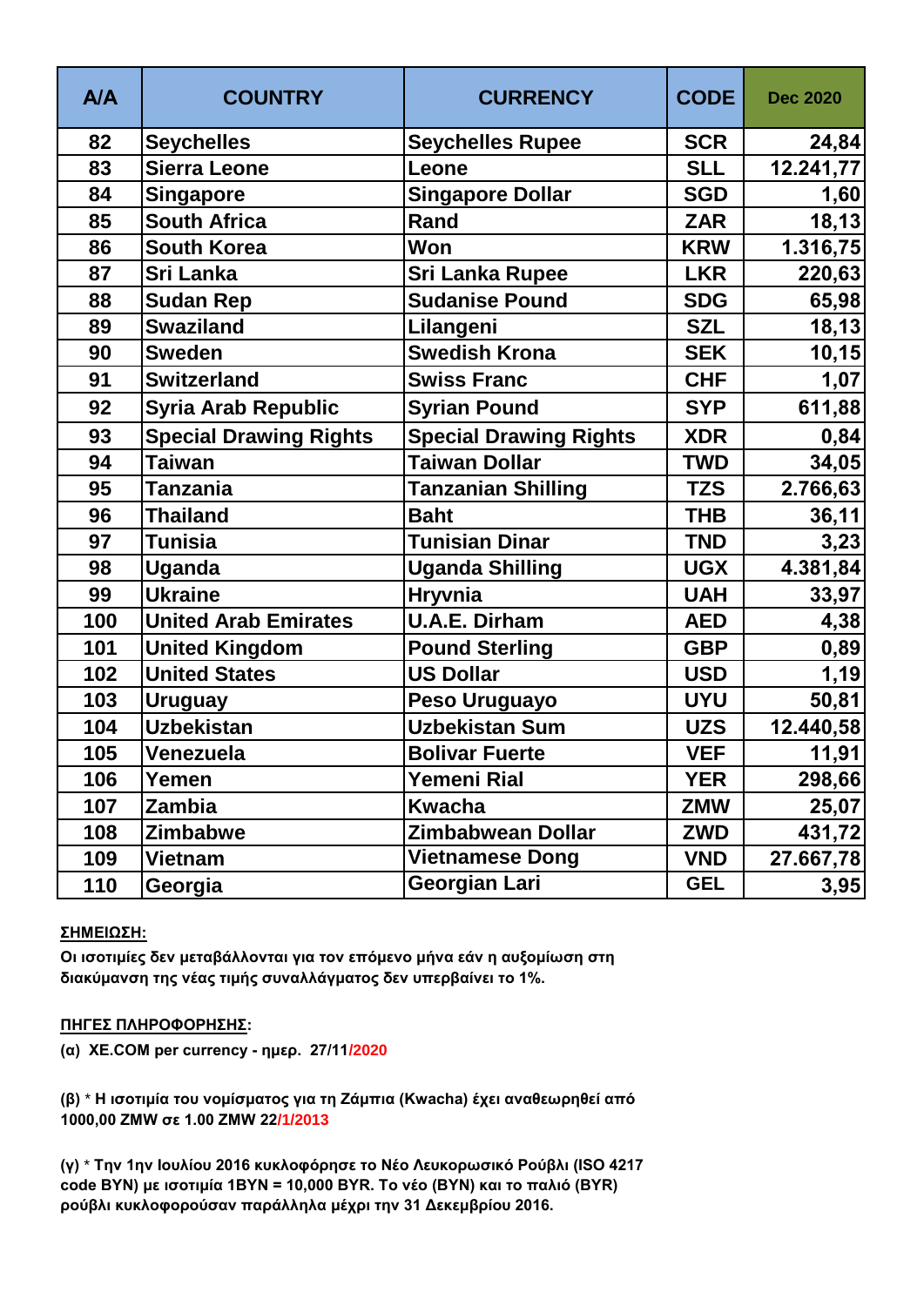| A/A | COUNTRY | CURRENCY | CODE | Dec 2020 |
|---|---|---|---|---|
| 82 | Seychelles | Seychelles Rupee | SCR | 24,84 |
| 83 | Sierra Leone | Leone | SLL | 12.241,77 |
| 84 | Singapore | Singapore Dollar | SGD | 1,60 |
| 85 | South Africa | Rand | ZAR | 18,13 |
| 86 | South Korea | Won | KRW | 1.316,75 |
| 87 | Sri Lanka | Sri Lanka Rupee | LKR | 220,63 |
| 88 | Sudan Rep | Sudanise Pound | SDG | 65,98 |
| 89 | Swaziland | Lilangeni | SZL | 18,13 |
| 90 | Sweden | Swedish Krona | SEK | 10,15 |
| 91 | Switzerland | Swiss Franc | CHF | 1,07 |
| 92 | Syria Arab Republic | Syrian Pound | SYP | 611,88 |
| 93 | Special Drawing Rights | Special Drawing Rights | XDR | 0,84 |
| 94 | Taiwan | Taiwan Dollar | TWD | 34,05 |
| 95 | Tanzania | Tanzanian Shilling | TZS | 2.766,63 |
| 96 | Thailand | Baht | THB | 36,11 |
| 97 | Tunisia | Tunisian Dinar | TND | 3,23 |
| 98 | Uganda | Uganda Shilling | UGX | 4.381,84 |
| 99 | Ukraine | Hryvnia | UAH | 33,97 |
| 100 | United Arab Emirates | U.A.E. Dirham | AED | 4,38 |
| 101 | United Kingdom | Pound Sterling | GBP | 0,89 |
| 102 | United States | US Dollar | USD | 1,19 |
| 103 | Uruguay | Peso Uruguayo | UYU | 50,81 |
| 104 | Uzbekistan | Uzbekistan Sum | UZS | 12.440,58 |
| 105 | Venezuela | Bolivar Fuerte | VEF | 11,91 |
| 106 | Yemen | Yemeni Rial | YER | 298,66 |
| 107 | Zambia | Kwacha | ZMW | 25,07 |
| 108 | Zimbabwe | Zimbabwean Dollar | ZWD | 431,72 |
| 109 | Vietnam | Vietnamese Dong | VND | 27.667,78 |
| 110 | Georgia | Georgian Lari | GEL | 3,95 |

**ΣΗΜΕΙΩΣΗ:**

**Οι ισοτιμίες δεν μεταβάλλονται για τον επόμενο μήνα εάν η αυξομίωση στη διακύμανση της νέας τιμής συναλλάγματος δεν υπερβαίνει το 1%.**

**ΠΗΓΕΣ ΠΛΗΡΟΦΟΡΗΣΗΣ:**

**(α) XE.COM per currency - ημερ. 27/11/2020**

**(β) \* Η ισοτιμία του νομίσματος για τη Ζάμπια (Kwacha) έχει αναθεωρηθεί από 1000,00 ZMW σε 1.00 ZMW 22/1/2013**

**(γ) \* Την 1ην Ιουλίου 2016 κυκλοφόρησε το Νέο Λευκορωσικό Ρούβλι (ISO 4217 code BYN) με ισοτιμία 1BYN = 10,000 BYR. Το νέο (BYN) και το παλιό (BYR) ρούβλι κυκλοφορούσαν παράλληλα μέχρι την 31 Δεκεμβρίου 2016.**